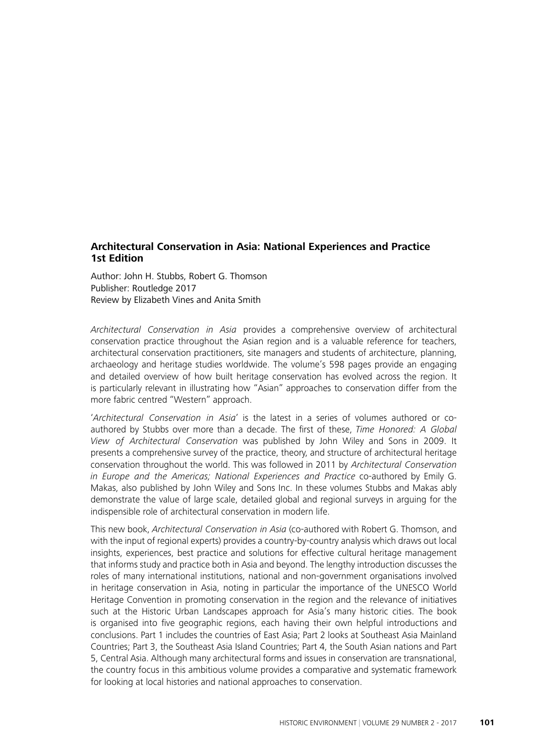## Architectural Conservation in Asia: National Experiences and Practice 1st Edition

Author: John H. Stubbs, Robert G. Thomson
Publisher: Routledge 2017
Review by Elizabeth Vines and Anita Smith

*Architectural Conservation in Asia* provides a comprehensive overview of architectural conservation practice throughout the Asian region and is a valuable reference for teachers, architectural conservation practitioners, site managers and students of architecture, planning, archaeology and heritage studies worldwide. The volume's 598 pages provide an engaging and detailed overview of how built heritage conservation has evolved across the region. It is particularly relevant in illustrating how "Asian" approaches to conservation differ from the more fabric centred "Western" approach.

'*Architectural Conservation in Asia*' is the latest in a series of volumes authored or co-authored by Stubbs over more than a decade. The first of these, *Time Honored: A Global View of Architectural Conservation* was published by John Wiley and Sons in 2009. It presents a comprehensive survey of the practice, theory, and structure of architectural heritage conservation throughout the world. This was followed in 2011 by *Architectural Conservation in Europe and the Americas; National Experiences and Practice* co-authored by Emily G. Makas, also published by John Wiley and Sons Inc. In these volumes Stubbs and Makas ably demonstrate the value of large scale, detailed global and regional surveys in arguing for the indispensible role of architectural conservation in modern life.

This new book, *Architectural Conservation in Asia* (co-authored with Robert G. Thomson, and with the input of regional experts) provides a country-by-country analysis which draws out local insights, experiences, best practice and solutions for effective cultural heritage management that informs study and practice both in Asia and beyond. The lengthy introduction discusses the roles of many international institutions, national and non-government organisations involved in heritage conservation in Asia, noting in particular the importance of the UNESCO World Heritage Convention in promoting conservation in the region and the relevance of initiatives such at the Historic Urban Landscapes approach for Asia's many historic cities. The book is organised into five geographic regions, each having their own helpful introductions and conclusions. Part 1 includes the countries of East Asia; Part 2 looks at Southeast Asia Mainland Countries; Part 3, the Southeast Asia Island Countries; Part 4, the South Asian nations and Part 5, Central Asia. Although many architectural forms and issues in conservation are transnational, the country focus in this ambitious volume provides a comparative and systematic framework for looking at local histories and national approaches to conservation.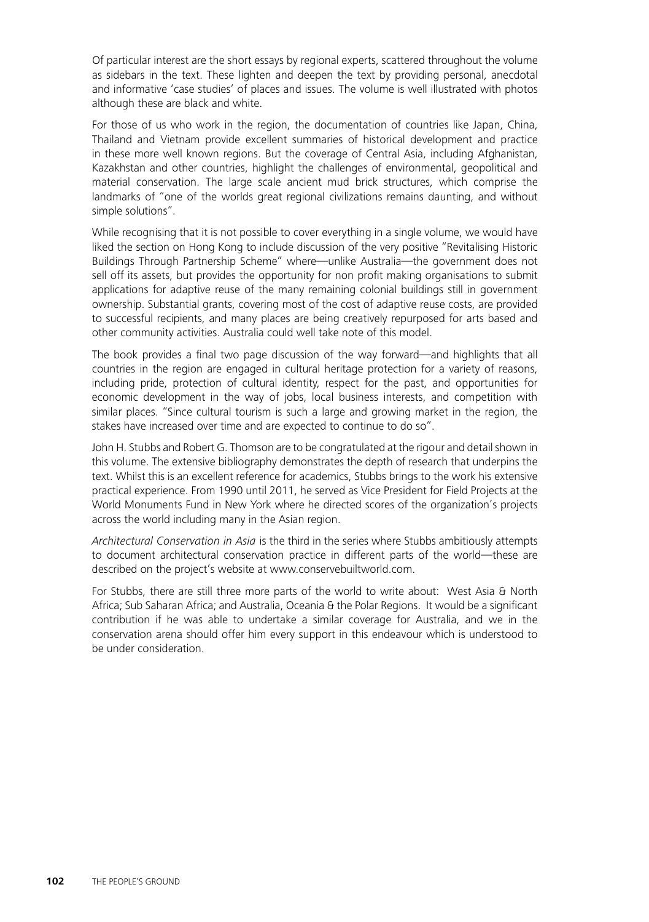Of particular interest are the short essays by regional experts, scattered throughout the volume as sidebars in the text. These lighten and deepen the text by providing personal, anecdotal and informative 'case studies' of places and issues. The volume is well illustrated with photos although these are black and white.

For those of us who work in the region, the documentation of countries like Japan, China, Thailand and Vietnam provide excellent summaries of historical development and practice in these more well known regions. But the coverage of Central Asia, including Afghanistan, Kazakhstan and other countries, highlight the challenges of environmental, geopolitical and material conservation. The large scale ancient mud brick structures, which comprise the landmarks of "one of the worlds great regional civilizations remains daunting, and without simple solutions".

While recognising that it is not possible to cover everything in a single volume, we would have liked the section on Hong Kong to include discussion of the very positive "Revitalising Historic Buildings Through Partnership Scheme" where—unlike Australia—the government does not sell off its assets, but provides the opportunity for non profit making organisations to submit applications for adaptive reuse of the many remaining colonial buildings still in government ownership. Substantial grants, covering most of the cost of adaptive reuse costs, are provided to successful recipients, and many places are being creatively repurposed for arts based and other community activities. Australia could well take note of this model.

The book provides a final two page discussion of the way forward—and highlights that all countries in the region are engaged in cultural heritage protection for a variety of reasons, including pride, protection of cultural identity, respect for the past, and opportunities for economic development in the way of jobs, local business interests, and competition with similar places. "Since cultural tourism is such a large and growing market in the region, the stakes have increased over time and are expected to continue to do so".

John H. Stubbs and Robert G. Thomson are to be congratulated at the rigour and detail shown in this volume. The extensive bibliography demonstrates the depth of research that underpins the text. Whilst this is an excellent reference for academics, Stubbs brings to the work his extensive practical experience. From 1990 until 2011, he served as Vice President for Field Projects at the World Monuments Fund in New York where he directed scores of the organization's projects across the world including many in the Asian region.

*Architectural Conservation in Asia* is the third in the series where Stubbs ambitiously attempts to document architectural conservation practice in different parts of the world—these are described on the project's website at www.conservebuiltworld.com.

For Stubbs, there are still three more parts of the world to write about: West Asia & North Africa; Sub Saharan Africa; and Australia, Oceania & the Polar Regions. It would be a significant contribution if he was able to undertake a similar coverage for Australia, and we in the conservation arena should offer him every support in this endeavour which is understood to be under consideration.